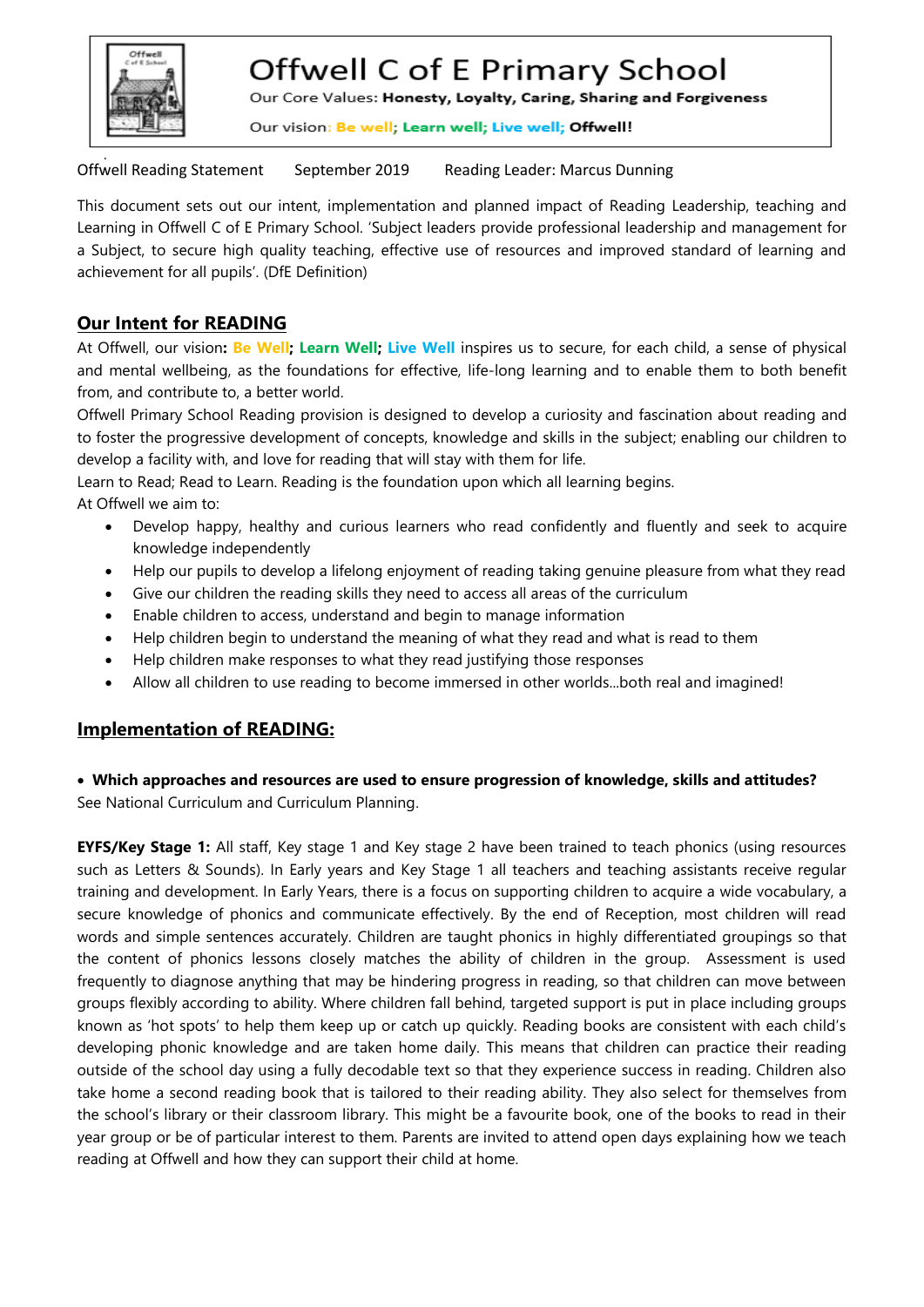# Offwell C of E Primary School

Our Core Values: **Honesty, Loyalty, Caring, Sharing and Forgiveness**

Our vision: **Be well; Learn well; Live well; Offwell!**

Offwell Reading Statement September 2019 Reading Leader: Marcus Dunning

This document sets out our intent, implementation and planned impact of Reading Leadership, teaching and Learning in Offwell C of E Primary School. 'Subject leaders provide professional leadership and management for a Subject, to secure high quality teaching, effective use of resources and improved standard of learning and achievement for all pupils'. (DfE Definition)

## Our Intent for READING

At Offwell, our vision**: Be Well; Learn Well; Live Well** inspires us to secure, for each child, a sense of physical and mental wellbeing, as the foundations for effective, life-long learning and to enable them to both benefit from, and contribute to, a better world.

Offwell Primary School Reading provision is designed to develop a curiosity and fascination about reading and to foster the progressive development of concepts, knowledge and skills in the subject; enabling our children to develop a facility with, and love for reading that will stay with them for life.

Learn to Read; Read to Learn. Reading is the foundation upon which all learning begins.

At Offwell we aim to:

- Develop happy, healthy and curious learners who read confidently and fluently and seek to acquire knowledge independently
- Help our pupils to develop a lifelong enjoyment of reading taking genuine pleasure from what they read
- Give our children the reading skills they need to access all areas of the curriculum
- Enable children to access, understand and begin to manage information
- Help children begin to understand the meaning of what they read and what is read to them
- Help children make responses to what they read justifying those responses
- Allow all children to use reading to become immersed in other worlds...both real and imagined!

## Implementation of READING:

- **Which approaches and resources are used to ensure progression of knowledge, skills and attitudes?**

See National Curriculum and Curriculum Planning.

**EYFS/Key Stage 1:** All staff, Key stage 1 and Key stage 2 have been trained to teach phonics (using resources such as Letters & Sounds). In Early years and Key Stage 1 all teachers and teaching assistants receive regular training and development. In Early Years, there is a focus on supporting children to acquire a wide vocabulary, a secure knowledge of phonics and communicate effectively. By the end of Reception, most children will read words and simple sentences accurately. Children are taught phonics in highly differentiated groupings so that the content of phonics lessons closely matches the ability of children in the group. Assessment is used frequently to diagnose anything that may be hindering progress in reading, so that children can move between groups flexibly according to ability. Where children fall behind, targeted support is put in place including groups known as 'hot spots' to help them keep up or catch up quickly. Reading books are consistent with each child's developing phonic knowledge and are taken home daily. This means that children can practice their reading outside of the school day using a fully decodable text so that they experience success in reading. Children also take home a second reading book that is tailored to their reading ability. They also select for themselves from the school's library or their classroom library. This might be a favourite book, one of the books to read in their year group or be of particular interest to them. Parents are invited to attend open days explaining how we teach reading at Offwell and how they can support their child at home.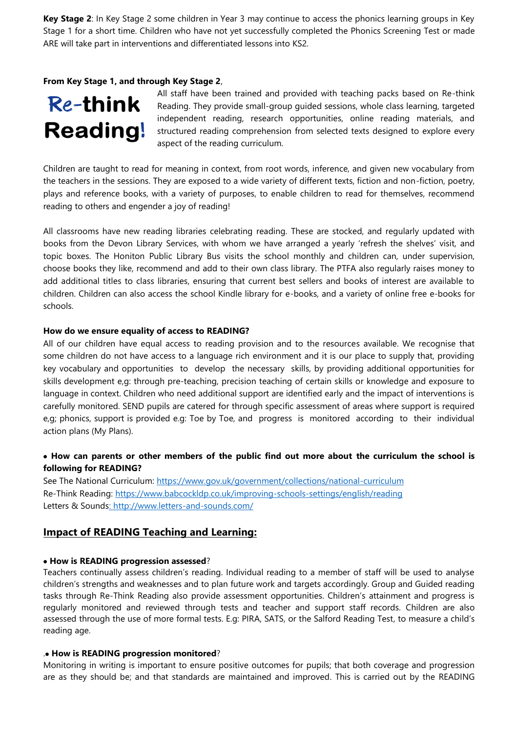**Key Stage 2**: In Key Stage 2 some children in Year 3 may continue to access the phonics learning groups in Key Stage 1 for a short time. Children who have not yet successfully completed the Phonics Screening Test or made ARE will take part in interventions and differentiated lessons into KS2.

**From Key Stage 1, and through Key Stage 2**,

**Re-think Reading!**

All staff have been trained and provided with teaching packs based on Re-think Reading. They provide small-group guided sessions, whole class learning, targeted independent reading, research opportunities, online reading materials, and structured reading comprehension from selected texts designed to explore every aspect of the reading curriculum.

Children are taught to read for meaning in context, from root words, inference, and given new vocabulary from the teachers in the sessions. They are exposed to a wide variety of different texts, fiction and non-fiction, poetry, plays and reference books, with a variety of purposes, to enable children to read for themselves, recommend reading to others and engender a joy of reading!

All classrooms have new reading libraries celebrating reading. These are stocked, and regularly updated with books from the Devon Library Services, with whom we have arranged a yearly 'refresh the shelves' visit, and topic boxes. The Honiton Public Library Bus visits the school monthly and children can, under supervision, choose books they like, recommend and add to their own class library. The PTFA also regularly raises money to add additional titles to class libraries, ensuring that current best sellers and books of interest are available to children. Children can also access the school Kindle library for e-books, and a variety of online free e-books for schools.

**How do we ensure equality of access to READING?**

All of our children have equal access to reading provision and to the resources available. We recognise that some children do not have access to a language rich environment and it is our place to supply that, providing key vocabulary and opportunities to develop the necessary skills, by providing additional opportunities for skills development e,g: through pre-teaching, precision teaching of certain skills or knowledge and exposure to language in context. Children who need additional support are identified early and the impact of interventions is carefully monitored. SEND pupils are catered for through specific assessment of areas where support is required e,g; phonics, support is provided e.g: Toe by Toe, and progress is monitored according to their individual action plans (My Plans).

- **How can parents or other members of the public find out more about the curriculum the school is following for READING?**

See The National Curriculum: https://www.gov.uk/government/collections/national-curriculum
Re-Think Reading: https://www.babcockldp.co.uk/improving-schools-settings/english/reading
Letters & Sounds: http://www.letters-and-sounds.com/

## Impact of READING Teaching and Learning:

- **How is READING progression assessed**?

Teachers continually assess children's reading. Individual reading to a member of staff will be used to analyse children's strengths and weaknesses and to plan future work and targets accordingly. Group and Guided reading tasks through Re-Think Reading also provide assessment opportunities. Children's attainment and progress is regularly monitored and reviewed through tests and teacher and support staff records. Children are also assessed through the use of more formal tests. E.g: PIRA, SATS, or the Salford Reading Test, to measure a child's reading age.

- **How is READING progression monitored**?

Monitoring in writing is important to ensure positive outcomes for pupils; that both coverage and progression are as they should be; and that standards are maintained and improved. This is carried out by the READING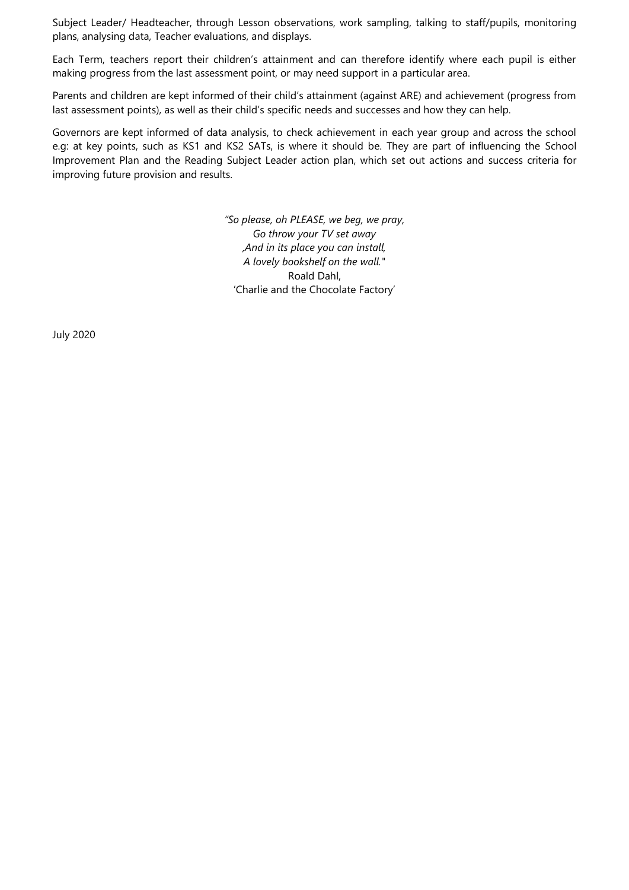Subject Leader/ Headteacher, through Lesson observations, work sampling, talking to staff/pupils, monitoring plans, analysing data, Teacher evaluations, and displays.

Each Term, teachers report their children's attainment and can therefore identify where each pupil is either making progress from the last assessment point, or may need support in a particular area.

Parents and children are kept informed of their child's attainment (against ARE) and achievement (progress from last assessment points), as well as their child's specific needs and successes and how they can help.

Governors are kept informed of data analysis, to check achievement in each year group and across the school e.g: at key points, such as KS1 and KS2 SATs, is where it should be. They are part of influencing the School Improvement Plan and the Reading Subject Leader action plan, which set out actions and success criteria for improving future provision and results.

*"So please, oh PLEASE, we beg, we pray,*
*Go throw your TV set away*
*,And in its place you can install,*
*A lovely bookshelf on the wall."*
Roald Dahl,
'Charlie and the Chocolate Factory'

July 2020